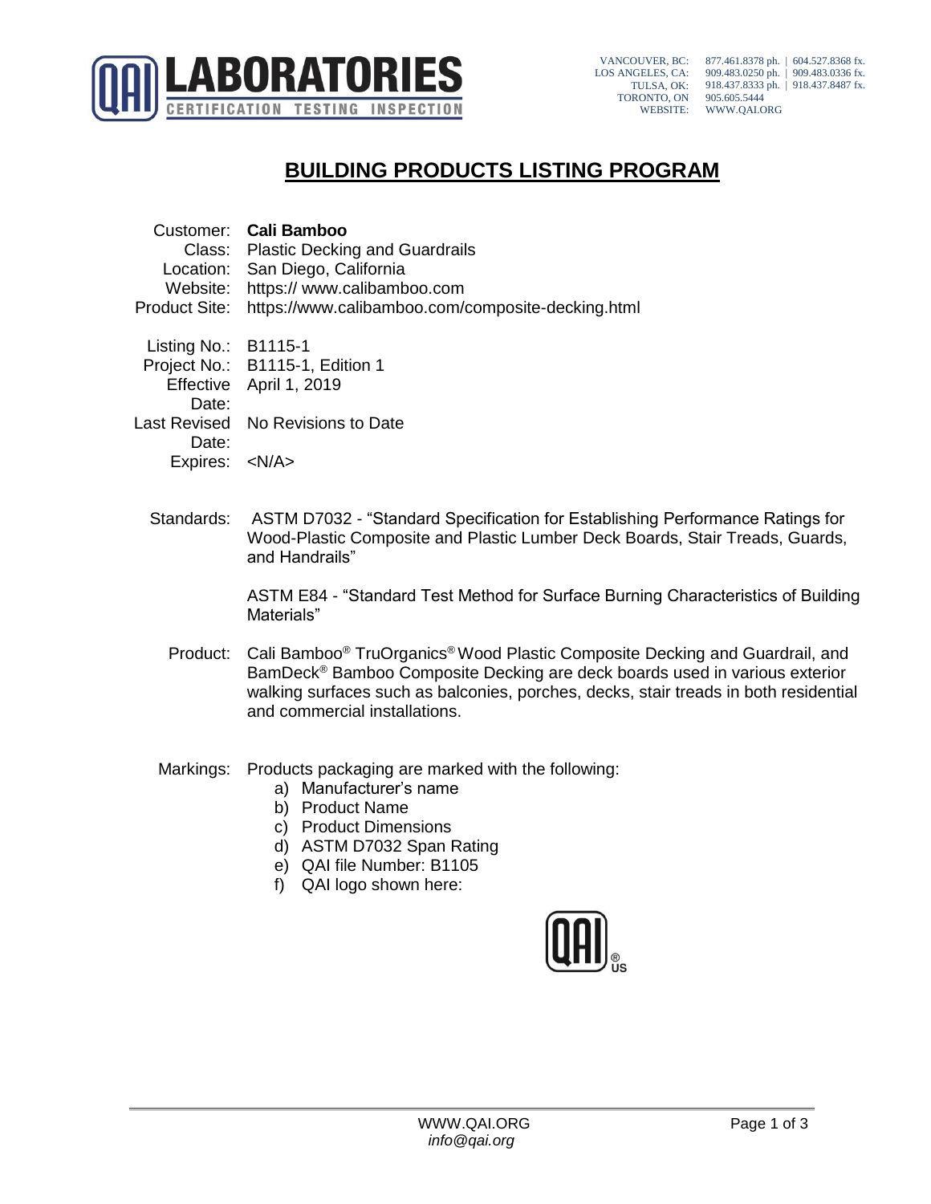QAI LABORATORIES
CERTIFICATION TESTING INSPECTION

VANCOUVER, BC: 877.461.8378 ph. | 604.527.8368 fx.
LOS ANGELES, CA: 909.483.0250 ph. | 909.483.0336 fx.
TULSA, OK: 918.437.8333 ph. | 918.437.8487 fx.
TORONTO, ON 905.605.5444
WEBSITE: WWW.QAI.ORG

# BUILDING PRODUCTS LISTING PROGRAM

Customer: **Cali Bamboo**
Class: Plastic Decking and Guardrails
Location: San Diego, California
Website: https:// www.calibamboo.com
Product Site: https://www.calibamboo.com/composite-decking.html

Listing No.: B1115-1
Project No.: B1115-1, Edition 1
Effective Date: April 1, 2019
Last Revised Date: No Revisions to Date
Expires: <N/A>

Standards: ASTM D7032 - "Standard Specification for Establishing Performance Ratings for Wood-Plastic Composite and Plastic Lumber Deck Boards, Stair Treads, Guards, and Handrails"

ASTM E84 - "Standard Test Method for Surface Burning Characteristics of Building Materials"

Product: Cali Bamboo® TruOrganics® Wood Plastic Composite Decking and Guardrail, and BamDeck® Bamboo Composite Decking are deck boards used in various exterior walking surfaces such as balconies, porches, decks, stair treads in both residential and commercial installations.

Markings: Products packaging are marked with the following:

a) Manufacturer's name
b) Product Name
c) Product Dimensions
d) ASTM D7032 Span Rating
e) QAI file Number: B1105
f) QAI logo shown here:

WWW.QAI.ORG
*info@qai.org*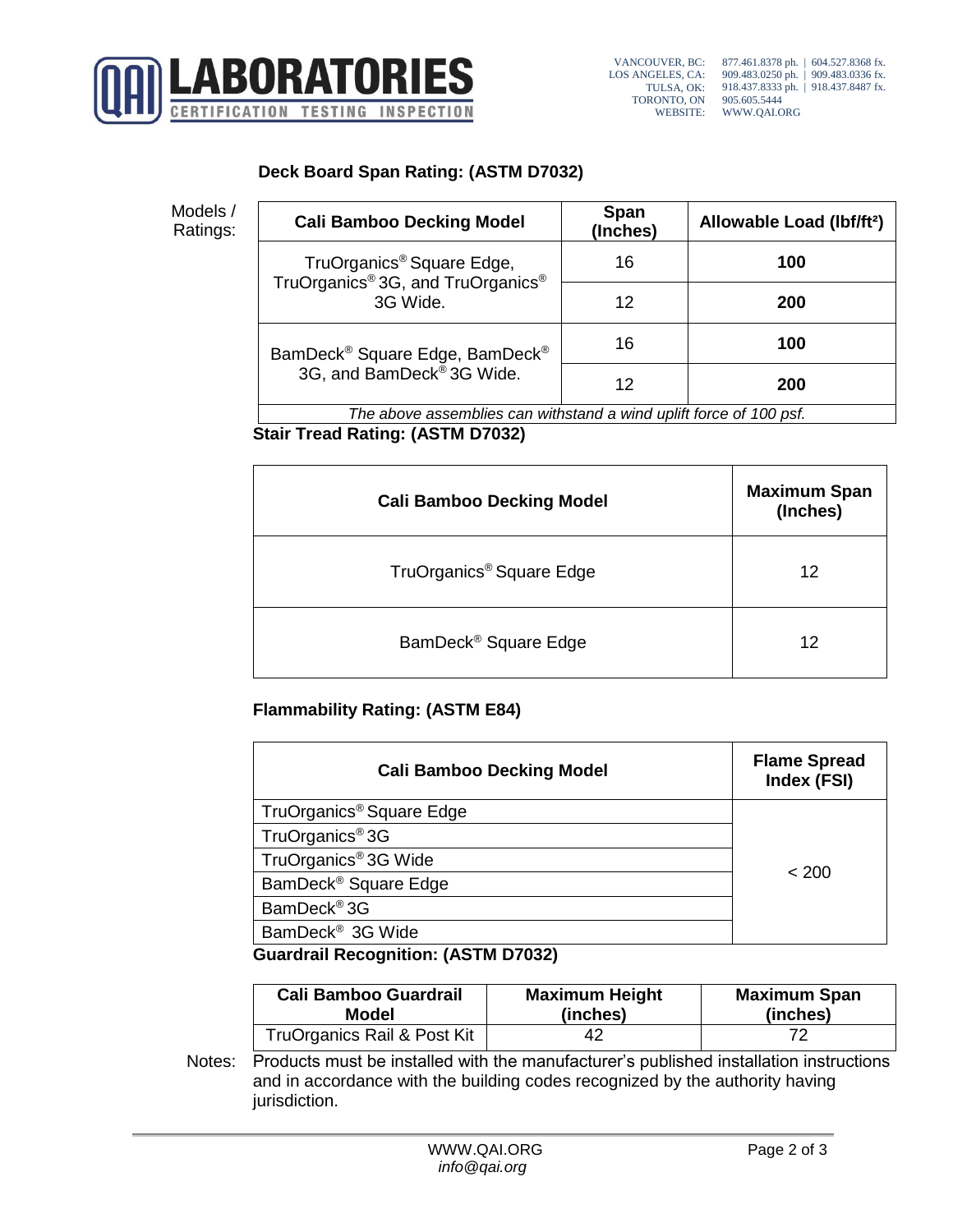## Deck Board Span Rating: (ASTM D7032)

Models / Ratings:

| Cali Bamboo Decking Model | Span (Inches) | Allowable Load (lbf/ft²) |
|---|---|---|
| TruOrganics® Square Edge, TruOrganics® 3G, and TruOrganics® 3G Wide. | 16 | **100** |
| | 12 | **200** |
| BamDeck® Square Edge, BamDeck® 3G, and BamDeck® 3G Wide. | 16 | **100** |
| | 12 | **200** |
| *The above assemblies can withstand a wind uplift force of 100 psf.* | | |

## Stair Tread Rating: (ASTM D7032)

| Cali Bamboo Decking Model | Maximum Span (Inches) |
|---|---|
| TruOrganics® Square Edge | 12 |
| BamDeck® Square Edge | 12 |

## Flammability Rating: (ASTM E84)

| Cali Bamboo Decking Model | Flame Spread Index (FSI) |
|---|---|
| TruOrganics® Square Edge | < 200 |
| TruOrganics® 3G | |
| TruOrganics® 3G Wide | |
| BamDeck® Square Edge | |
| BamDeck® 3G | |
| BamDeck® 3G Wide | |

## Guardrail Recognition: (ASTM D7032)

| Cali Bamboo Guardrail Model | Maximum Height (inches) | Maximum Span (inches) |
|---|---|---|
| TruOrganics Rail & Post Kit | 42 | 72 |

Notes: Products must be installed with the manufacturer's published installation instructions and in accordance with the building codes recognized by the authority having jurisdiction.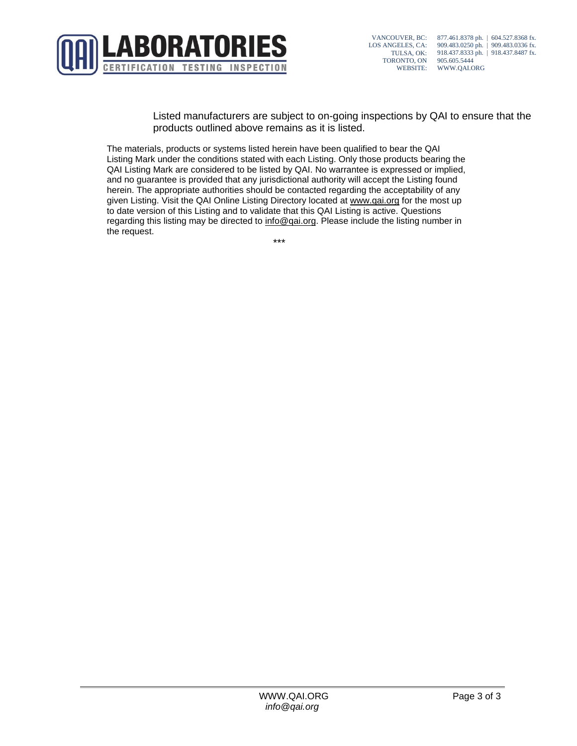Listed manufacturers are subject to on-going inspections by QAI to ensure that the products outlined above remains as it is listed.

The materials, products or systems listed herein have been qualified to bear the QAI Listing Mark under the conditions stated with each Listing. Only those products bearing the QAI Listing Mark are considered to be listed by QAI. No warrantee is expressed or implied, and no guarantee is provided that any jurisdictional authority will accept the Listing found herein. The appropriate authorities should be contacted regarding the acceptability of any given Listing. Visit the QAI Online Listing Directory located at www.qai.org for the most up to date version of this Listing and to validate that this QAI Listing is active. Questions regarding this listing may be directed to info@qai.org. Please include the listing number in the request.

***